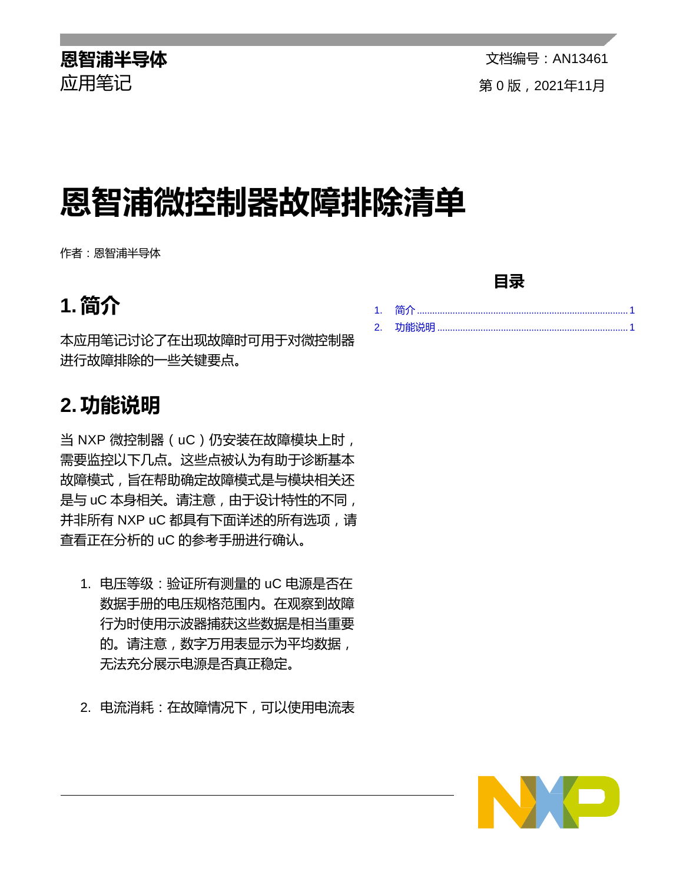**恩智浦半导体**

应用笔记

文档编号：AN13461

第 0 版，2021年11月

# 恩智浦微控制器故障排除清单

作者：恩智浦半导体

**目录**

1. 简介 .......... 1
2. 功能说明 .......... 1

## 1. 简介

本应用笔记讨论了在出现故障时可用于对微控制器进行故障排除的一些关键要点。

## 2. 功能说明

当 NXP 微控制器（uC）仍安装在故障模块上时，需要监控以下几点。这些点被认为有助于诊断基本故障模式，旨在帮助确定故障模式是与模块相关还是与 uC 本身相关。请注意，由于设计特性的不同，并非所有 NXP uC 都具有下面详述的所有选项，请查看正在分析的 uC 的参考手册进行确认。

1. 电压等级：验证所有测量的 uC 电源是否在数据手册的电压规格范围内。在观察到故障行为时使用示波器捕获这些数据是相当重要的。请注意，数字万用表显示为平均数据，无法充分展示电源是否真正稳定。

2. 电流消耗：在故障情况下，可以使用电流表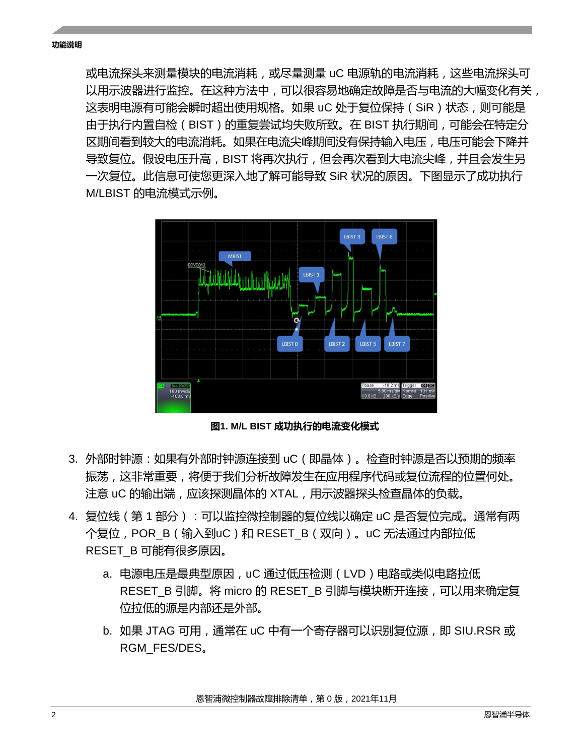或电流探头来测量模块的电流消耗，或尽量测量 uC 电源轨的电流消耗，这些电流探头可以用示波器进行监控。在这种方法中，可以很容易地确定故障是否与电流的大幅变化有关，这表明电源有可能会瞬时超出使用规格。如果 uC 处于复位保持（SiR）状态，则可能是由于执行内置自检（BIST）的重复尝试均失败所致。在 BIST 执行期间，可能会在特定分区期间看到较大的电流消耗。如果在电流尖峰期间没有保持输入电压，电压可能会下降并导致复位。假设电压升高，BIST 将再次执行，但会再次看到大电流尖峰，并且会发生另一次复位。此信息可使您更深入地了解可能导致 SiR 状况的原因。下图显示了成功执行 M/LBIST 的电流模式示例。

**图1. M/L BIST 成功执行的电流变化模式**

3. 外部时钟源：如果有外部时钟源连接到 uC（即晶体）。检查时钟源是否以预期的频率振荡，这非常重要，将便于我们分析故障发生在应用程序代码或复位流程的位置何处。注意 uC 的输出端，应该探测晶体的 XTAL，用示波器探头检查晶体的负载。
4. 复位线（第 1 部分）：可以监控微控制器的复位线以确定 uC 是否复位完成。通常有两个复位，POR_B（输入到uC）和 RESET_B（双向）。uC 无法通过内部拉低 RESET_B 可能有很多原因。
   a. 电源电压是最典型原因，uC 通过低压检测（LVD）电路或类似电路拉低 RESET_B 引脚。将 micro 的 RESET_B 引脚与模块断开连接，可以用来确定复位拉低的源是内部还是外部。
   b. 如果 JTAG 可用，通常在 uC 中有一个寄存器可以识别复位源，即 SIU.RSR 或 RGM_FES/DES。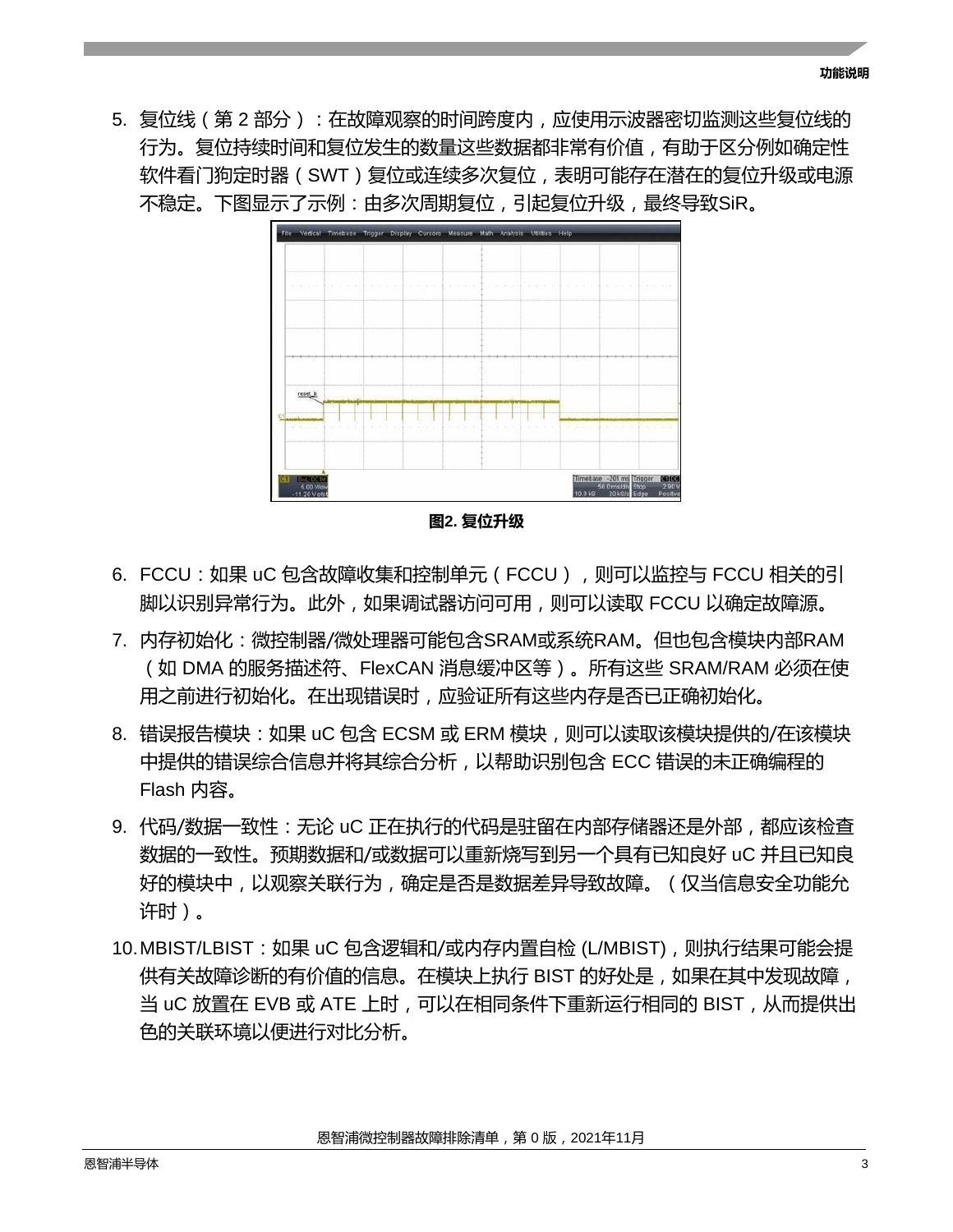5. 复位线（第 2 部分）：在故障观察的时间跨度内，应使用示波器密切监测这些复位线的行为。复位持续时间和复位发生的数量这些数据都非常有价值，有助于区分例如确定性软件看门狗定时器（SWT）复位或连续多次复位，表明可能存在潜在的复位升级或电源不稳定。下图显示了示例：由多次周期复位，引起复位升级，最终导致SiR。

**图2. 复位升级**

6. FCCU：如果 uC 包含故障收集和控制单元（FCCU），则可以监控与 FCCU 相关的引脚以识别异常行为。此外，如果调试器访问可用，则可以读取 FCCU 以确定故障源。
7. 内存初始化：微控制器/微处理器可能包含SRAM或系统RAM。但也包含模块内部RAM（如 DMA 的服务描述符、FlexCAN 消息缓冲区等）。所有这些 SRAM/RAM 必须在使用之前进行初始化。在出现错误时，应验证所有这些内存是否已正确初始化。
8. 错误报告模块：如果 uC 包含 ECSM 或 ERM 模块，则可以读取该模块提供的/在该模块中提供的错误综合信息并将其综合分析，以帮助识别包含 ECC 错误的未正确编程的 Flash 内容。
9. 代码/数据一致性：无论 uC 正在执行的代码是驻留在内部存储器还是外部，都应该检查数据的一致性。预期数据和/或数据可以重新烧写到另一个具有已知良好 uC 并且已知良好的模块中，以观察关联行为，确定是否是数据差异导致故障。（仅当信息安全功能允许时）。
10. MBIST/LBIST：如果 uC 包含逻辑和/或内存内置自检 (L/MBIST)，则执行结果可能会提供有关故障诊断的有价值的信息。在模块上执行 BIST 的好处是，如果在其中发现故障，当 uC 放置在 EVB 或 ATE 上时，可以在相同条件下重新运行相同的 BIST，从而提供出色的关联环境以便进行对比分析。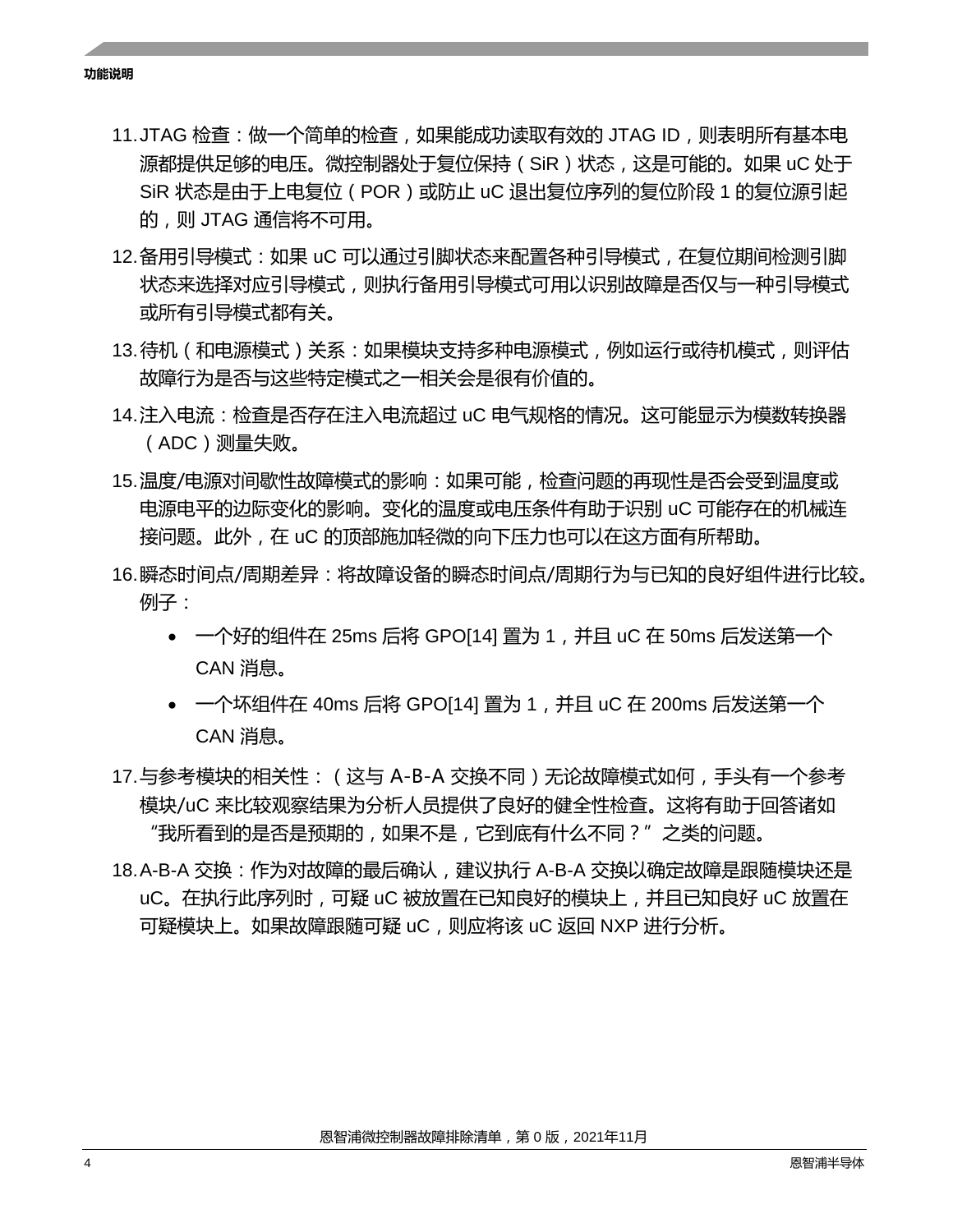11. JTAG 检查：做一个简单的检查，如果能成功读取有效的 JTAG ID，则表明所有基本电源都提供足够的电压。微控制器处于复位保持（SiR）状态，这是可能的。如果 uC 处于 SiR 状态是由于上电复位（POR）或防止 uC 退出复位序列的复位阶段 1 的复位源引起的，则 JTAG 通信将不可用。
12. 备用引导模式：如果 uC 可以通过引脚状态来配置各种引导模式，在复位期间检测引脚状态来选择对应引导模式，则执行备用引导模式可用以识别故障是否仅与一种引导模式或所有引导模式都有关。
13. 待机（和电源模式）关系：如果模块支持多种电源模式，例如运行或待机模式，则评估故障行为是否与这些特定模式之一相关会是很有价值的。
14. 注入电流：检查是否存在注入电流超过 uC 电气规格的情况。这可能显示为模数转换器（ADC）测量失败。
15. 温度/电源对间歇性故障模式的影响：如果可能，检查问题的再现性是否会受到温度或电源电平的边际变化的影响。变化的温度或电压条件有助于识别 uC 可能存在的机械连接问题。此外，在 uC 的顶部施加轻微的向下压力也可以在这方面有所帮助。
16. 瞬态时间点/周期差异：将故障设备的瞬态时间点/周期行为与已知的良好组件进行比较。例子：
    - 一个好的组件在 25ms 后将 GPO[14] 置为 1，并且 uC 在 50ms 后发送第一个 CAN 消息。
    - 一个坏组件在 40ms 后将 GPO[14] 置为 1，并且 uC 在 200ms 后发送第一个 CAN 消息。
17. 与参考模块的相关性：（这与 A-B-A 交换不同）无论故障模式如何，手头有一个参考模块/uC 来比较观察结果为分析人员提供了良好的健全性检查。这将有助于回答诸如“我所看到的是否是预期的，如果不是，它到底有什么不同？”之类的问题。
18. A-B-A 交换：作为对故障的最后确认，建议执行 A-B-A 交换以确定故障是跟随模块还是 uC。在执行此序列时，可疑 uC 被放置在已知良好的模块上，并且已知良好 uC 放置在可疑模块上。如果故障跟随可疑 uC，则应将该 uC 返回 NXP 进行分析。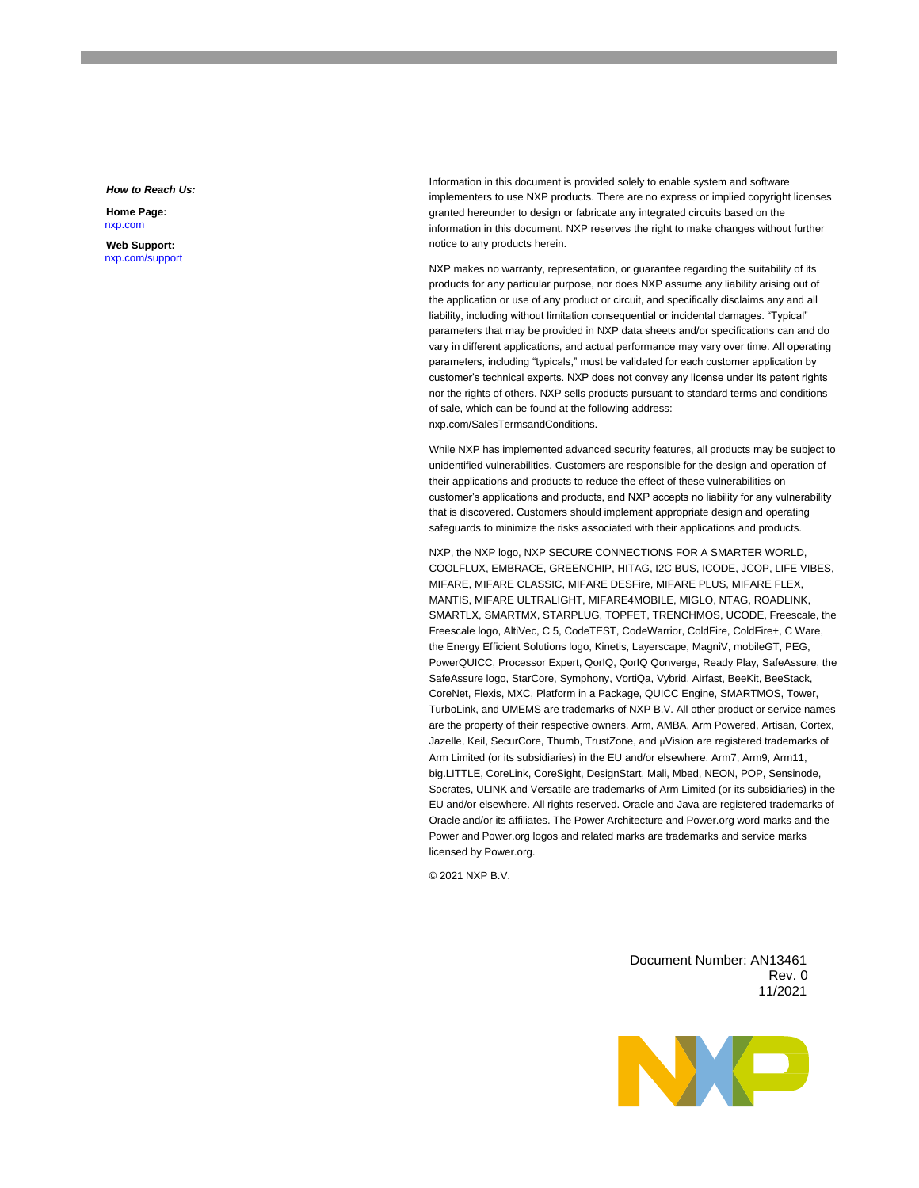***How to Reach Us:***

**Home Page:**
nxp.com

**Web Support:**
nxp.com/support

Information in this document is provided solely to enable system and software implementers to use NXP products. There are no express or implied copyright licenses granted hereunder to design or fabricate any integrated circuits based on the information in this document. NXP reserves the right to make changes without further notice to any products herein.

NXP makes no warranty, representation, or guarantee regarding the suitability of its products for any particular purpose, nor does NXP assume any liability arising out of the application or use of any product or circuit, and specifically disclaims any and all liability, including without limitation consequential or incidental damages. “Typical” parameters that may be provided in NXP data sheets and/or specifications can and do vary in different applications, and actual performance may vary over time. All operating parameters, including “typicals,” must be validated for each customer application by customer’s technical experts. NXP does not convey any license under its patent rights nor the rights of others. NXP sells products pursuant to standard terms and conditions of sale, which can be found at the following address: nxp.com/SalesTermsandConditions.

While NXP has implemented advanced security features, all products may be subject to unidentified vulnerabilities. Customers are responsible for the design and operation of their applications and products to reduce the effect of these vulnerabilities on customer’s applications and products, and NXP accepts no liability for any vulnerability that is discovered. Customers should implement appropriate design and operating safeguards to minimize the risks associated with their applications and products.

NXP, the NXP logo, NXP SECURE CONNECTIONS FOR A SMARTER WORLD, COOLFLUX, EMBRACE, GREENCHIP, HITAG, I2C BUS, ICODE, JCOP, LIFE VIBES, MIFARE, MIFARE CLASSIC, MIFARE DESFire, MIFARE PLUS, MIFARE FLEX, MANTIS, MIFARE ULTRALIGHT, MIFARE4MOBILE, MIGLO, NTAG, ROADLINK, SMARTLX, SMARTMX, STARPLUG, TOPFET, TRENCHMOS, UCODE, Freescale, the Freescale logo, AltiVec, C 5, CodeTEST, CodeWarrior, ColdFire, ColdFire+, C Ware, the Energy Efficient Solutions logo, Kinetis, Layerscape, MagniV, mobileGT, PEG, PowerQUICC, Processor Expert, QorIQ, QorIQ Qonverge, Ready Play, SafeAssure, the SafeAssure logo, StarCore, Symphony, VortiQa, Vybrid, Airfast, BeeKit, BeeStack, CoreNet, Flexis, MXC, Platform in a Package, QUICC Engine, SMARTMOS, Tower, TurboLink, and UMEMS are trademarks of NXP B.V. All other product or service names are the property of their respective owners. Arm, AMBA, Arm Powered, Artisan, Cortex, Jazelle, Keil, SecurCore, Thumb, TrustZone, and µVision are registered trademarks of Arm Limited (or its subsidiaries) in the EU and/or elsewhere. Arm7, Arm9, Arm11, big.LITTLE, CoreLink, CoreSight, DesignStart, Mali, Mbed, NEON, POP, Sensinode, Socrates, ULINK and Versatile are trademarks of Arm Limited (or its subsidiaries) in the EU and/or elsewhere. All rights reserved. Oracle and Java are registered trademarks of Oracle and/or its affiliates. The Power Architecture and Power.org word marks and the Power and Power.org logos and related marks are trademarks and service marks licensed by Power.org.

© 2021 NXP B.V.

Document Number: AN13461
Rev. 0
11/2021